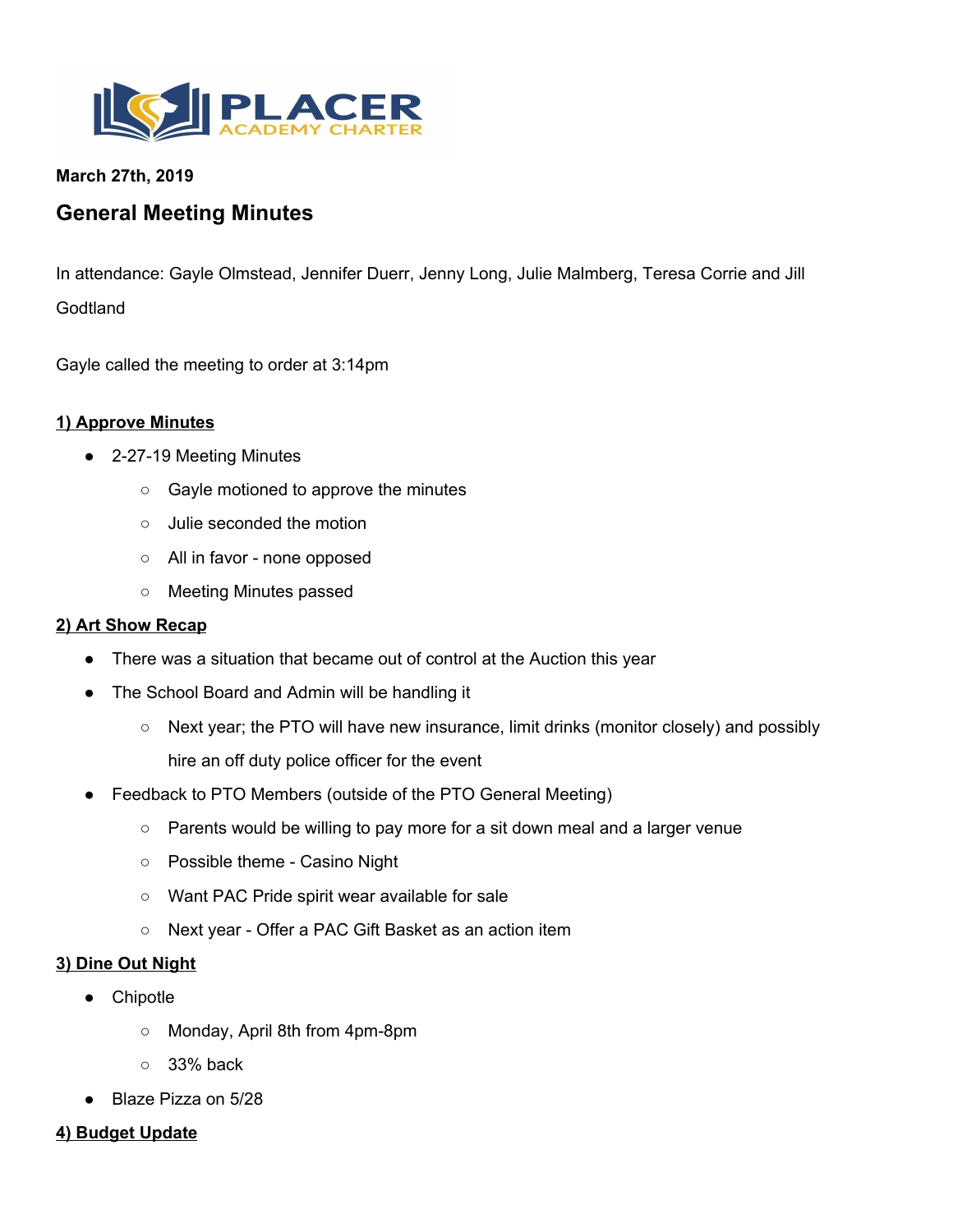**PLACER ACADEMY CHARTER**

**March 27th, 2019**

## General Meeting Minutes

In attendance: Gayle Olmstead, Jennifer Duerr, Jenny Long, Julie Malmberg, Teresa Corrie and Jill Godtland

Gayle called the meeting to order at 3:14pm

### 1) Approve Minutes

- 2-27-19 Meeting Minutes
  - Gayle motioned to approve the minutes
  - Julie seconded the motion
  - All in favor - none opposed
  - Meeting Minutes passed

### 2) Art Show Recap

- There was a situation that became out of control at the Auction this year
- The School Board and Admin will be handling it
  - Next year; the PTO will have new insurance, limit drinks (monitor closely) and possibly hire an off duty police officer for the event
- Feedback to PTO Members (outside of the PTO General Meeting)
  - Parents would be willing to pay more for a sit down meal and a larger venue
  - Possible theme - Casino Night
  - Want PAC Pride spirit wear available for sale
  - Next year - Offer a PAC Gift Basket as an action item

### 3) Dine Out Night

- Chipotle
  - Monday, April 8th from 4pm-8pm
  - 33% back
- Blaze Pizza on 5/28

### 4) Budget Update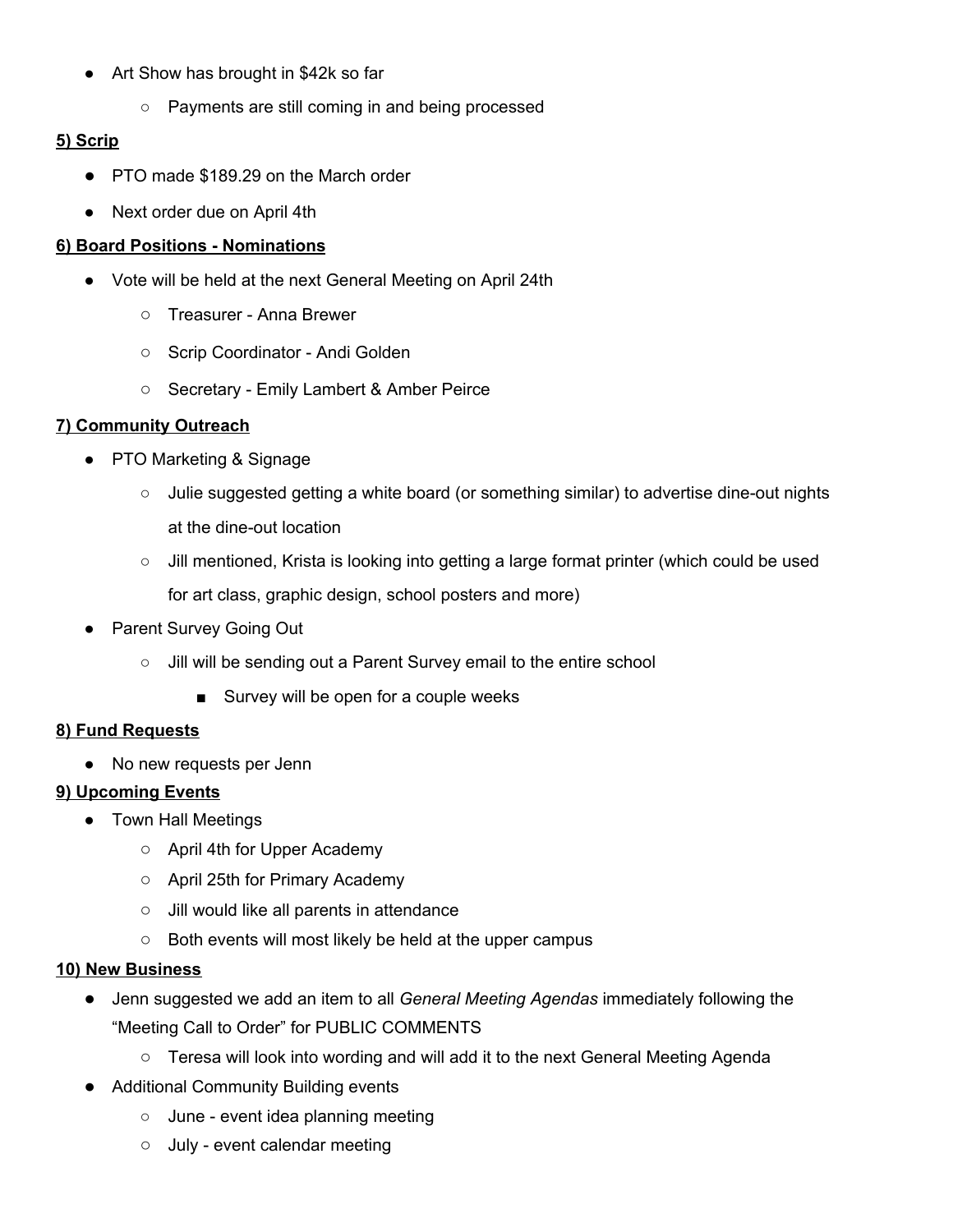- Art Show has brought in $42k so far
  - Payments are still coming in and being processed

**5) Scrip**

- PTO made $189.29 on the March order
- Next order due on April 4th

**6) Board Positions - Nominations**

- Vote will be held at the next General Meeting on April 24th
  - Treasurer - Anna Brewer
  - Scrip Coordinator - Andi Golden
  - Secretary - Emily Lambert & Amber Peirce

**7) Community Outreach**

- PTO Marketing & Signage
  - Julie suggested getting a white board (or something similar) to advertise dine-out nights at the dine-out location
  - Jill mentioned, Krista is looking into getting a large format printer (which could be used for art class, graphic design, school posters and more)
- Parent Survey Going Out
  - Jill will be sending out a Parent Survey email to the entire school
    - Survey will be open for a couple weeks

**8) Fund Requests**

- No new requests per Jenn

**9) Upcoming Events**

- Town Hall Meetings
  - April 4th for Upper Academy
  - April 25th for Primary Academy
  - Jill would like all parents in attendance
  - Both events will most likely be held at the upper campus

**10) New Business**

- Jenn suggested we add an item to all *General Meeting Agendas* immediately following the "Meeting Call to Order" for PUBLIC COMMENTS
  - Teresa will look into wording and will add it to the next General Meeting Agenda
- Additional Community Building events
  - June - event idea planning meeting
  - July - event calendar meeting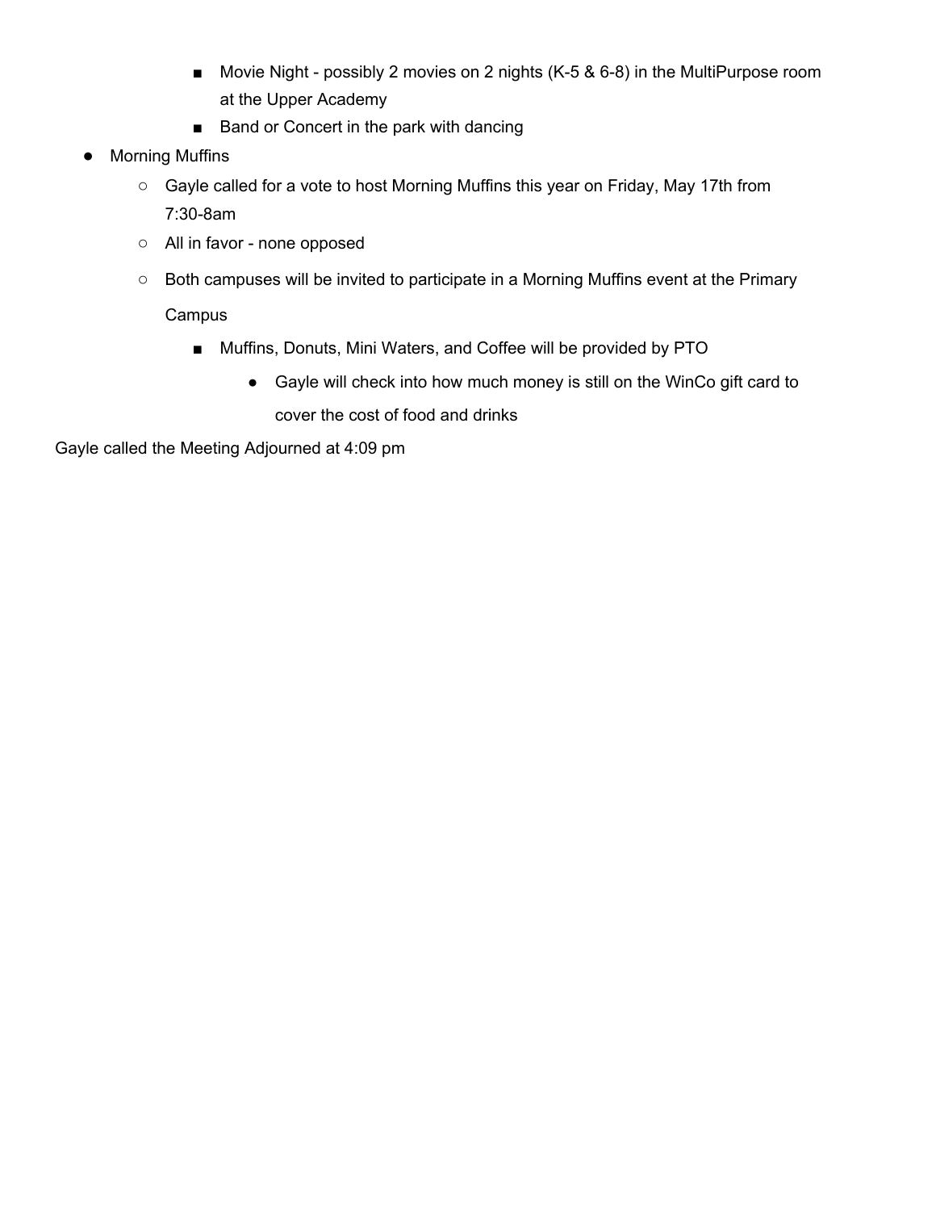- Movie Night - possibly 2 movies on 2 nights (K-5 & 6-8) in the MultiPurpose room at the Upper Academy
        - Band or Concert in the park with dancing
- Morning Muffins
    - Gayle called for a vote to host Morning Muffins this year on Friday, May 17th from 7:30-8am
    - All in favor - none opposed
    - Both campuses will be invited to participate in a Morning Muffins event at the Primary Campus
        - Muffins, Donuts, Mini Waters, and Coffee will be provided by PTO
            - Gayle will check into how much money is still on the WinCo gift card to cover the cost of food and drinks

Gayle called the Meeting Adjourned at 4:09 pm